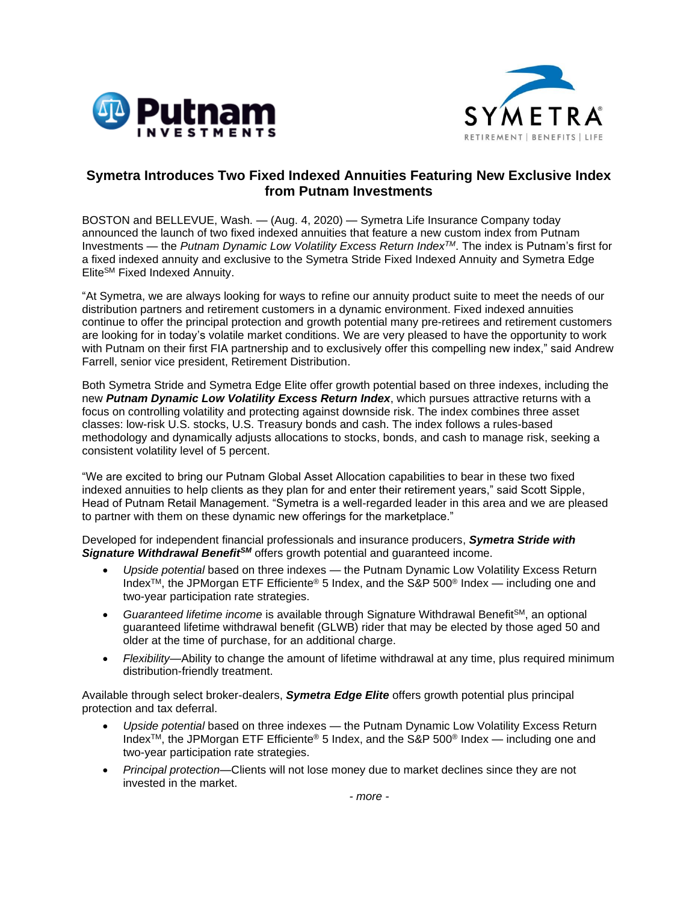# Symetra Introduces Two Fixed Indexed Annuities Featuring New Exclusive Index from Putnam Investments

BOSTON and BELLEVUE, Wash. — (Aug. 4, 2020) — Symetra Life Insurance Company today announced the launch of two fixed indexed annuities that feature a new custom index from Putnam Investments — the *Putnam Dynamic Low Volatility Excess Return Index™*. The index is Putnam's first for a fixed indexed annuity and exclusive to the Symetra Stride Fixed Indexed Annuity and Symetra Edge Elite℠ Fixed Indexed Annuity.

"At Symetra, we are always looking for ways to refine our annuity product suite to meet the needs of our distribution partners and retirement customers in a dynamic environment. Fixed indexed annuities continue to offer the principal protection and growth potential many pre-retirees and retirement customers are looking for in today's volatile market conditions. We are very pleased to have the opportunity to work with Putnam on their first FIA partnership and to exclusively offer this compelling new index," said Andrew Farrell, senior vice president, Retirement Distribution.

Both Symetra Stride and Symetra Edge Elite offer growth potential based on three indexes, including the new ***Putnam Dynamic Low Volatility Excess Return Index***, which pursues attractive returns with a focus on controlling volatility and protecting against downside risk. The index combines three asset classes: low-risk U.S. stocks, U.S. Treasury bonds and cash. The index follows a rules-based methodology and dynamically adjusts allocations to stocks, bonds, and cash to manage risk, seeking a consistent volatility level of 5 percent.

"We are excited to bring our Putnam Global Asset Allocation capabilities to bear in these two fixed indexed annuities to help clients as they plan for and enter their retirement years," said Scott Sipple, Head of Putnam Retail Management. "Symetra is a well-regarded leader in this area and we are pleased to partner with them on these dynamic new offerings for the marketplace."

Developed for independent financial professionals and insurance producers, ***Symetra Stride with Signature Withdrawal Benefit℠*** offers growth potential and guaranteed income.

- *Upside potential* based on three indexes — the Putnam Dynamic Low Volatility Excess Return Index™, the JPMorgan ETF Efficiente® 5 Index, and the S&P 500® Index — including one and two-year participation rate strategies.
- *Guaranteed lifetime income* is available through Signature Withdrawal Benefit℠, an optional guaranteed lifetime withdrawal benefit (GLWB) rider that may be elected by those aged 50 and older at the time of purchase, for an additional charge.
- *Flexibility*—Ability to change the amount of lifetime withdrawal at any time, plus required minimum distribution-friendly treatment.

Available through select broker-dealers, ***Symetra Edge Elite*** offers growth potential plus principal protection and tax deferral.

- *Upside potential* based on three indexes — the Putnam Dynamic Low Volatility Excess Return Index™, the JPMorgan ETF Efficiente® 5 Index, and the S&P 500® Index — including one and two-year participation rate strategies.
- *Principal protection*—Clients will not lose money due to market declines since they are not invested in the market.

*- more -*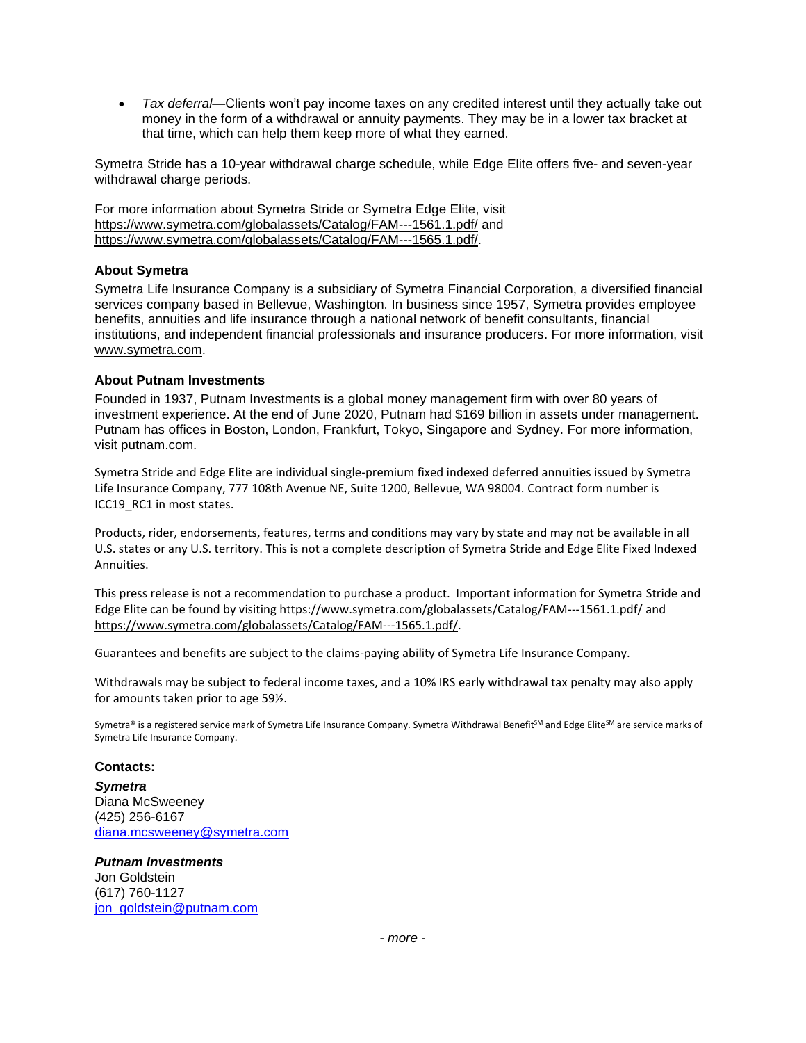- *Tax deferral*—Clients won't pay income taxes on any credited interest until they actually take out money in the form of a withdrawal or annuity payments. They may be in a lower tax bracket at that time, which can help them keep more of what they earned.

Symetra Stride has a 10-year withdrawal charge schedule, while Edge Elite offers five- and seven-year withdrawal charge periods.

For more information about Symetra Stride or Symetra Edge Elite, visit https://www.symetra.com/globalassets/Catalog/FAM---1561.1.pdf/ and https://www.symetra.com/globalassets/Catalog/FAM---1565.1.pdf/.

**About Symetra**

Symetra Life Insurance Company is a subsidiary of Symetra Financial Corporation, a diversified financial services company based in Bellevue, Washington. In business since 1957, Symetra provides employee benefits, annuities and life insurance through a national network of benefit consultants, financial institutions, and independent financial professionals and insurance producers. For more information, visit www.symetra.com.

**About Putnam Investments**

Founded in 1937, Putnam Investments is a global money management firm with over 80 years of investment experience. At the end of June 2020, Putnam had $169 billion in assets under management. Putnam has offices in Boston, London, Frankfurt, Tokyo, Singapore and Sydney. For more information, visit putnam.com.

Symetra Stride and Edge Elite are individual single-premium fixed indexed deferred annuities issued by Symetra Life Insurance Company, 777 108th Avenue NE, Suite 1200, Bellevue, WA 98004. Contract form number is ICC19_RC1 in most states.

Products, rider, endorsements, features, terms and conditions may vary by state and may not be available in all U.S. states or any U.S. territory. This is not a complete description of Symetra Stride and Edge Elite Fixed Indexed Annuities.

This press release is not a recommendation to purchase a product. Important information for Symetra Stride and Edge Elite can be found by visiting https://www.symetra.com/globalassets/Catalog/FAM---1561.1.pdf/ and https://www.symetra.com/globalassets/Catalog/FAM---1565.1.pdf/.

Guarantees and benefits are subject to the claims-paying ability of Symetra Life Insurance Company.

Withdrawals may be subject to federal income taxes, and a 10% IRS early withdrawal tax penalty may also apply for amounts taken prior to age 59½.

Symetra® is a registered service mark of Symetra Life Insurance Company. Symetra Withdrawal Benefit℠ and Edge Elite℠ are service marks of Symetra Life Insurance Company.

**Contacts:**

***Symetra***
Diana McSweeney
(425) 256-6167
diana.mcsweeney@symetra.com

***Putnam Investments***
Jon Goldstein
(617) 760-1127
jon_goldstein@putnam.com

*- more -*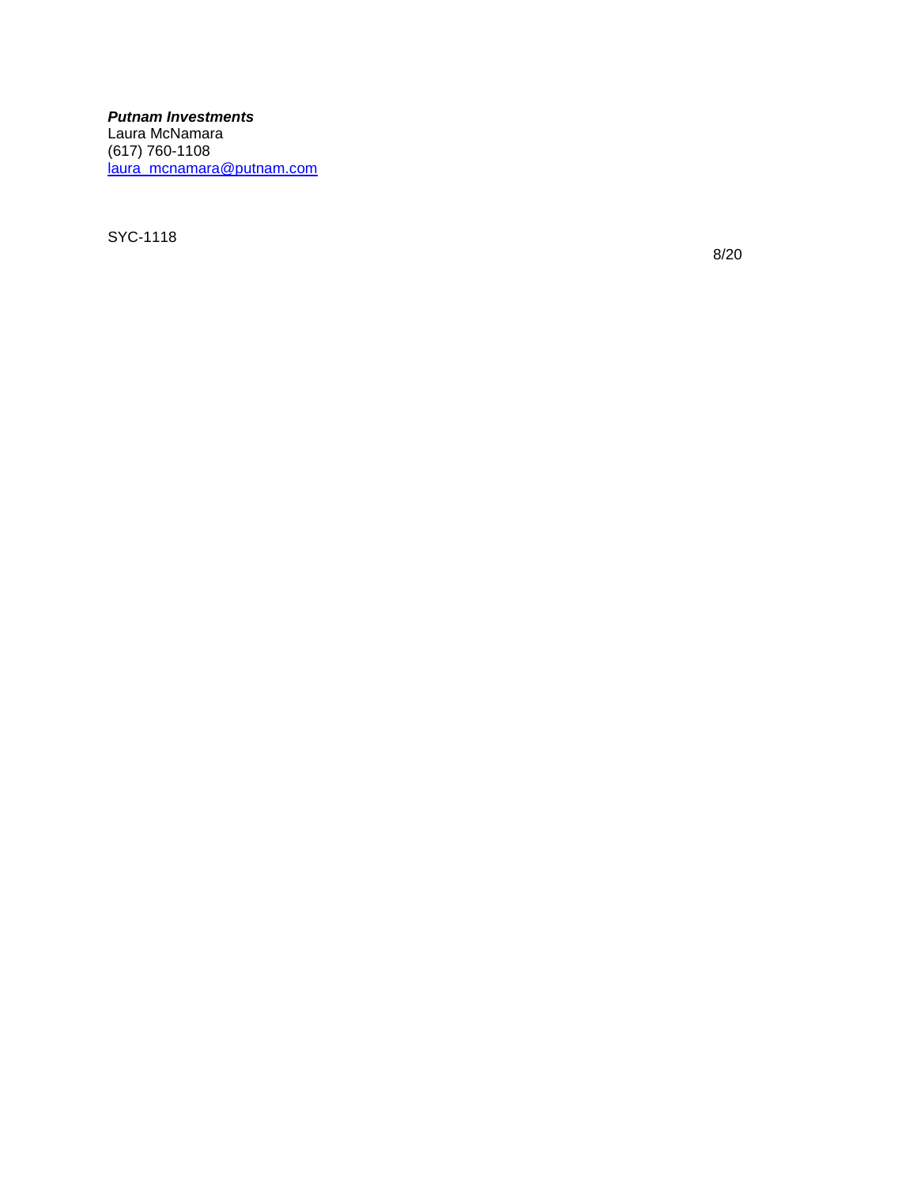***Putnam Investments***
Laura McNamara
(617) 760-1108
[laura_mcnamara@putnam.com](mailto:laura_mcnamara@putnam.com)

SYC-1118

8/20